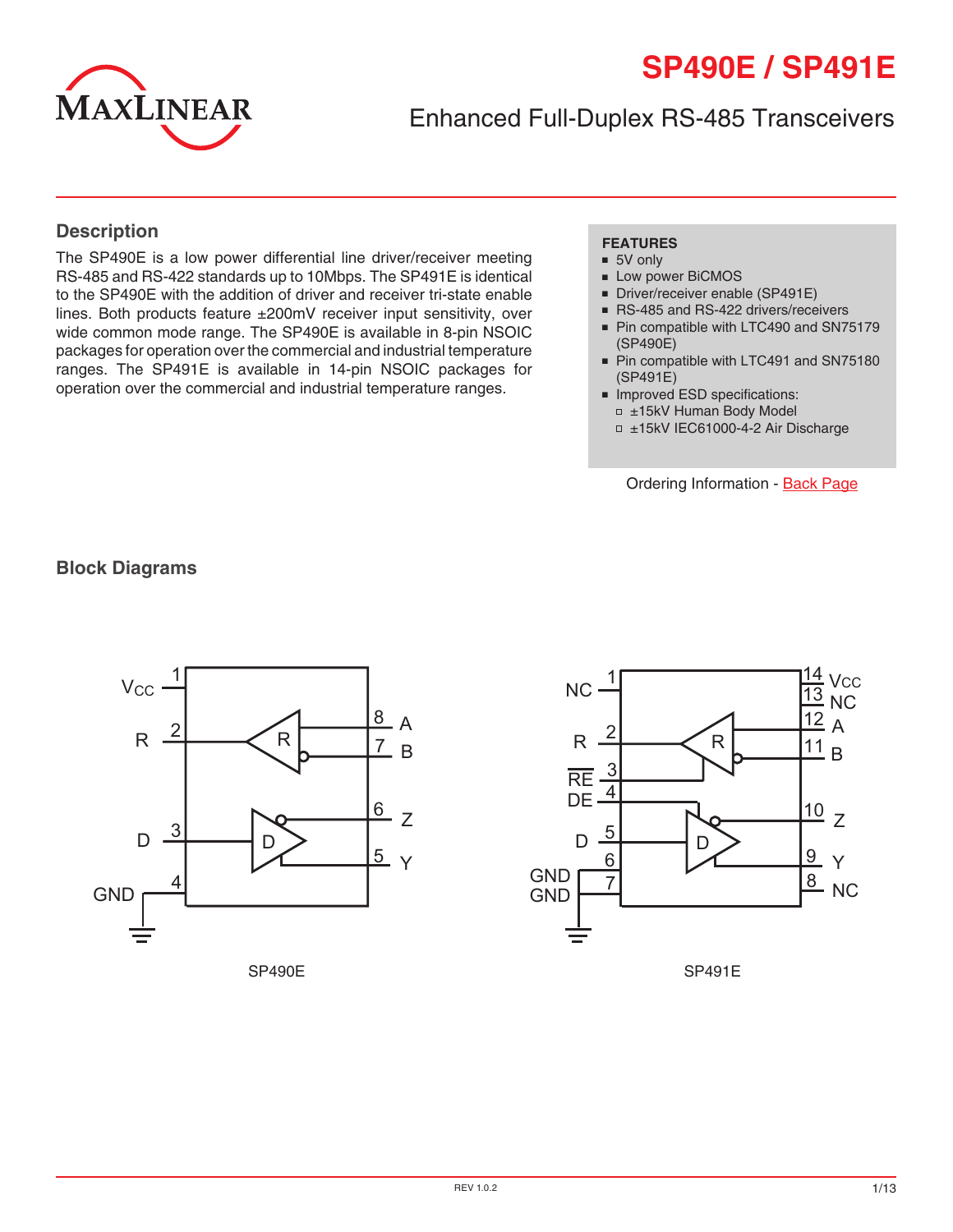# SP490E / SP491E

## Enhanced Full-Duplex RS-485 Transceivers

## Description

The SP490E is a low power differential line driver/receiver meeting RS-485 and RS-422 standards up to 10Mbps. The SP491E is identical to the SP490E with the addition of driver and receiver tri-state enable lines. Both products feature ±200mV receiver input sensitivity, over wide common mode range. The SP490E is available in 8-pin NSOIC packages for operation over the commercial and industrial temperature ranges. The SP491E is available in 14-pin NSOIC packages for operation over the commercial and industrial temperature ranges.

**FEATURES**

- 5V only
- Low power BiCMOS
- Driver/receiver enable (SP491E)
- RS-485 and RS-422 drivers/receivers
- Pin compatible with LTC490 and SN75179 (SP490E)
- Pin compatible with LTC491 and SN75180 (SP491E)
- Improved ESD specifications:
  - ±15kV Human Body Model
  - ±15kV IEC61000-4-2 Air Discharge

Ordering Information - Back Page

## Block Diagrams

SP490E

SP491E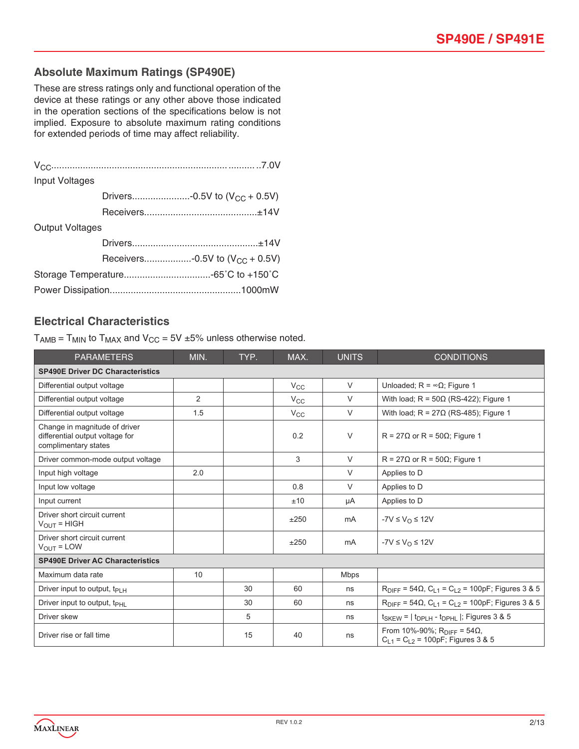## Absolute Maximum Ratings (SP490E)

These are stress ratings only and functional operation of the device at these ratings or any other above those indicated in the operation sections of the specifications below is not implied. Exposure to absolute maximum rating conditions for extended periods of time may affect reliability.

$V_{CC}$..........................................................................7.0V

Input Voltages

- Drivers......................-0.5V to ($V_{CC}$ + 0.5V)
- Receivers..........................................±14V

Output Voltages

- Drivers...............................................±14V
- Receivers..................-0.5V to ($V_{CC}$ + 0.5V)

Storage Temperature.................................-65˚C to +150˚C

Power Dissipation.................................................1000mW

## Electrical Characteristics

$T_{AMB} = T_{MIN}$ to $T_{MAX}$ and $V_{CC}$ = 5V ±5% unless otherwise noted.

| PARAMETERS | MIN. | TYP. | MAX. | UNITS | CONDITIONS |
|---|---|---|---|---|---|
| **SP490E Driver DC Characteristics** | | | | | |
| Differential output voltage | | | $V_{CC}$ | V | Unloaded; R = ∞Ω; Figure 1 |
| Differential output voltage | 2 | | $V_{CC}$ | V | With load; R = 50Ω (RS-422); Figure 1 |
| Differential output voltage | 1.5 | | $V_{CC}$ | V | With load; R = 27Ω (RS-485); Figure 1 |
| Change in magnitude of driver differential output voltage for complimentary states | | | 0.2 | V | R = 27Ω or R = 50Ω; Figure 1 |
| Driver common-mode output voltage | | | 3 | V | R = 27Ω or R = 50Ω; Figure 1 |
| Input high voltage | 2.0 | | | V | Applies to D |
| Input low voltage | | | 0.8 | V | Applies to D |
| Input current | | | ±10 | µA | Applies to D |
| Driver short circuit current $V_{OUT}$ = HIGH | | | ±250 | mA | $-7V \le V_O \le 12V$ |
| Driver short circuit current $V_{OUT}$ = LOW | | | ±250 | mA | $-7V \le V_O \le 12V$ |
| **SP490E Driver AC Characteristics** | | | | | |
| Maximum data rate | 10 | | | Mbps | |
| Driver input to output, $t_{PLH}$ | | 30 | 60 | ns | $R_{DIFF}$ = 54Ω, $C_{L1} = C_{L2}$ = 100pF; Figures 3 & 5 |
| Driver input to output, $t_{PHL}$ | | 30 | 60 | ns | $R_{DIFF}$ = 54Ω, $C_{L1} = C_{L2}$ = 100pF; Figures 3 & 5 |
| Driver skew | | 5 | | ns | $t_{SKEW} = \| t_{DPLH} - t_{DPHL} \|$; Figures 3 & 5 |
| Driver rise or fall time | | 15 | 40 | ns | From 10%-90%; $R_{DIFF}$ = 54Ω, $C_{L1} = C_{L2}$ = 100pF; Figures 3 & 5 |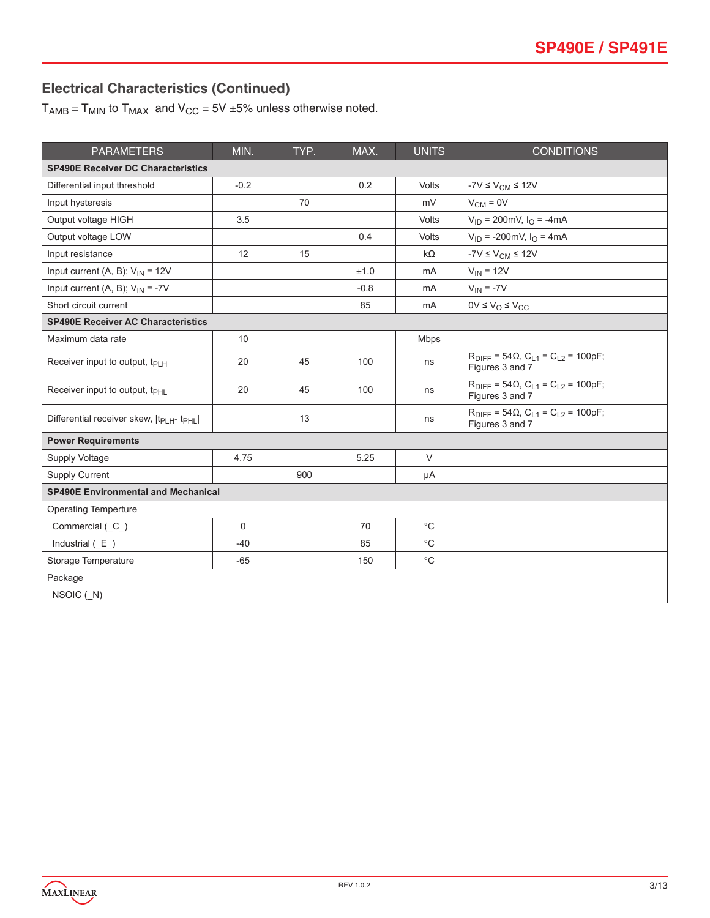## Electrical Characteristics (Continued)

$T_{AMB} = T_{MIN}$ to $T_{MAX}$ and $V_{CC}$ = 5V ±5% unless otherwise noted.

| PARAMETERS | MIN. | TYP. | MAX. | UNITS | CONDITIONS |
|---|---|---|---|---|---|
| **SP490E Receiver DC Characteristics** | | | | | |
| Differential input threshold | -0.2 | | 0.2 | Volts | $-7V \leq V_{CM} \leq 12V$ |
| Input hysteresis | | 70 | | mV | $V_{CM}$ = 0V |
| Output voltage HIGH | 3.5 | | | Volts | $V_{ID}$ = 200mV, $I_O$ = -4mA |
| Output voltage LOW | | | 0.4 | Volts | $V_{ID}$ = -200mV, $I_O$ = 4mA |
| Input resistance | 12 | 15 | | kΩ | $-7V \leq V_{CM} \leq 12V$ |
| Input current (A, B); $V_{IN}$ = 12V | | | ±1.0 | mA | $V_{IN}$ = 12V |
| Input current (A, B); $V_{IN}$ = -7V | | | -0.8 | mA | $V_{IN}$ = -7V |
| Short circuit current | | | 85 | mA | $0V \leq V_O \leq V_{CC}$ |
| **SP490E Receiver AC Characteristics** | | | | | |
| Maximum data rate | 10 | | | Mbps | |
| Receiver input to output, $t_{PLH}$ | 20 | 45 | 100 | ns | $R_{DIFF}$ = 54Ω, $C_{L1} = C_{L2}$ = 100pF; Figures 3 and 7 |
| Receiver input to output, $t_{PHL}$ | 20 | 45 | 100 | ns | $R_{DIFF}$ = 54Ω, $C_{L1} = C_{L2}$ = 100pF; Figures 3 and 7 |
| Differential receiver skew, $\lvert t_{PLH} - t_{PHL} \rvert$ | | 13 | | ns | $R_{DIFF}$ = 54Ω, $C_{L1} = C_{L2}$ = 100pF; Figures 3 and 7 |
| **Power Requirements** | | | | | |
| Supply Voltage | 4.75 | | 5.25 | V | |
| Supply Current | | 900 | | µA | |
| **SP490E Environmental and Mechanical** | | | | | |
| Operating Temperture | | | | | |
| Commercial (_C_) | 0 | | 70 | °C | |
| Industrial (_E_) | -40 | | 85 | °C | |
| Storage Temperature | -65 | | 150 | °C | |
| Package | | | | | |
| NSOIC (_N) | | | | | |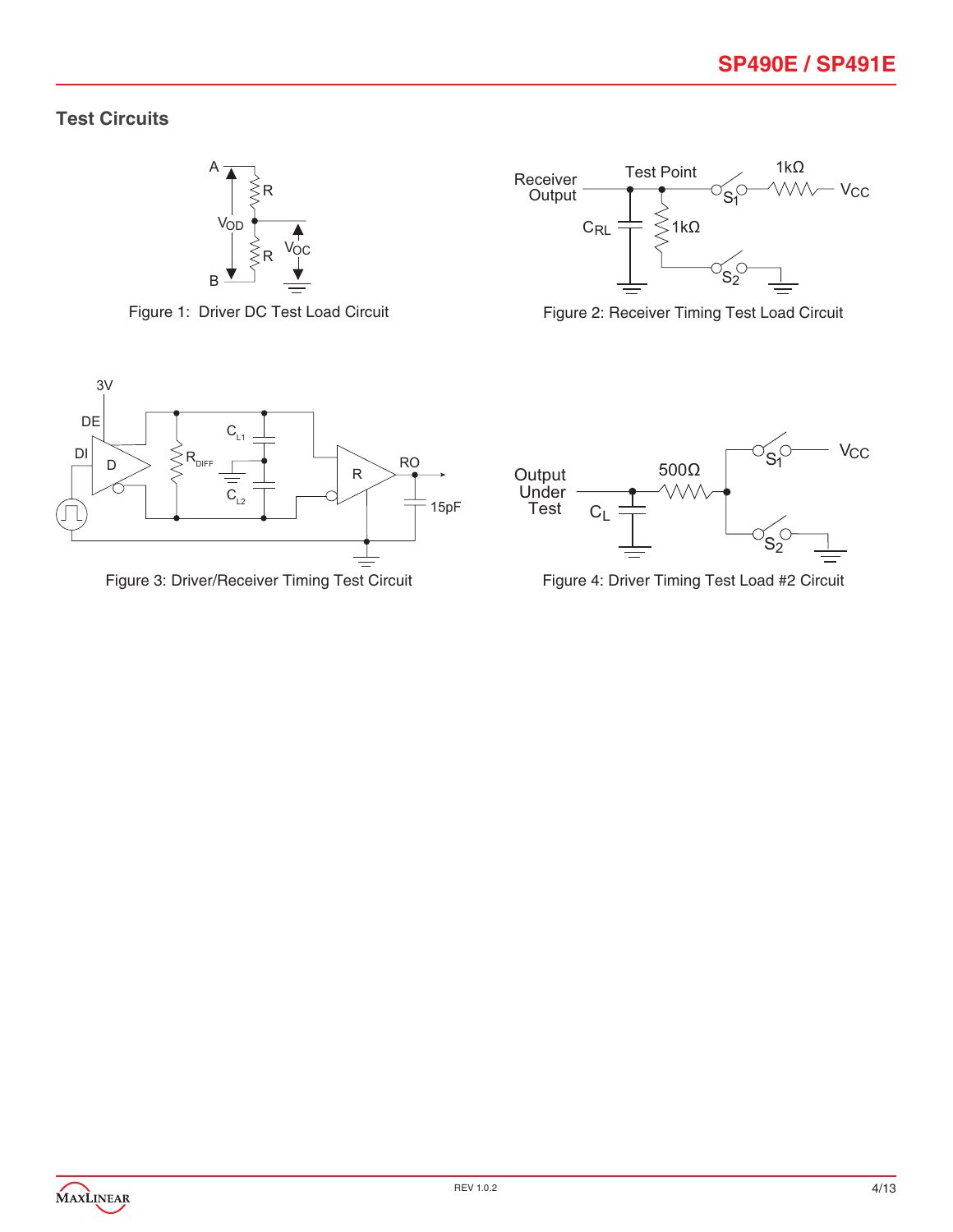## Test Circuits

Figure 1: Driver DC Test Load Circuit

Figure 2: Receiver Timing Test Load Circuit

Figure 3: Driver/Receiver Timing Test Circuit

Figure 4: Driver Timing Test Load #2 Circuit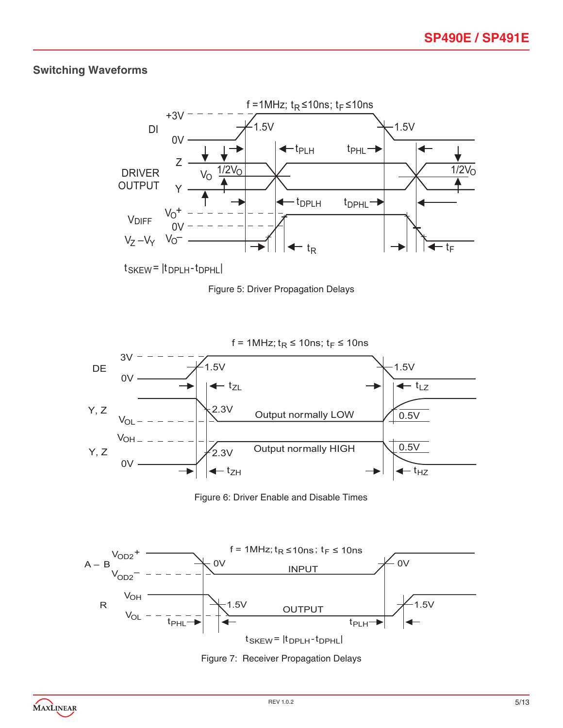## Switching Waveforms

f =1MHz; $t_R \leq 10ns$; $t_F \leq 10ns$

$t_{SKEW} = |t_{DPLH} - t_{DPHL}|$

Figure 5: Driver Propagation Delays

f = 1MHz; $t_R \leq 10ns$; $t_F \leq 10ns$

Figure 6: Driver Enable and Disable Times

f = 1MHz; $t_R \leq 10ns$; $t_F \leq 10ns$

$t_{SKEW} = |t_{DPLH} - t_{DPHL}|$

Figure 7: Receiver Propagation Delays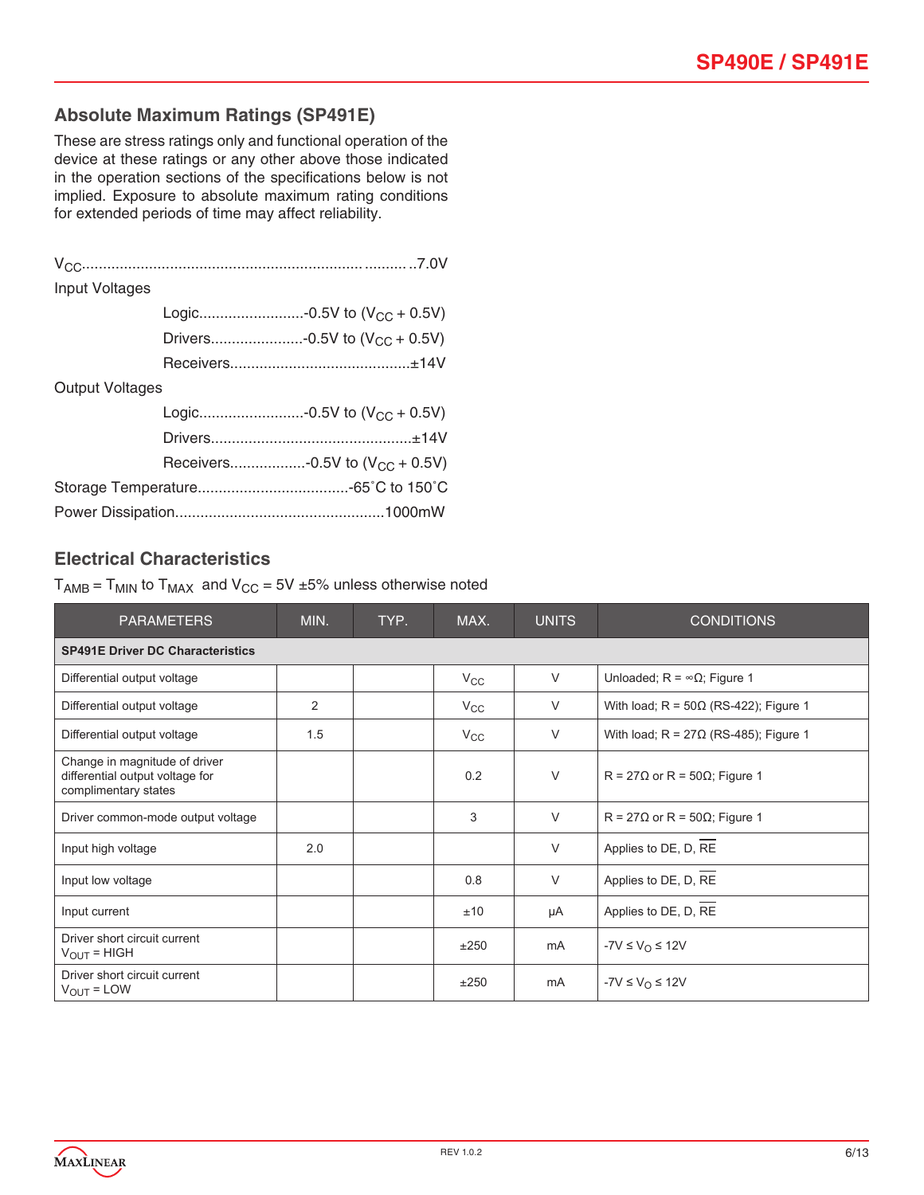## Absolute Maximum Ratings (SP491E)

These are stress ratings only and functional operation of the device at these ratings or any other above those indicated in the operation sections of the specifications below is not implied. Exposure to absolute maximum rating conditions for extended periods of time may affect reliability.

$V_{CC}$..............................................................................7.0V

Input Voltages

- Logic.........................-0.5V to ($V_{CC}$ + 0.5V)
- Drivers......................-0.5V to ($V_{CC}$ + 0.5V)
- Receivers..........................................±14V

Output Voltages

- Logic.........................-0.5V to ($V_{CC}$ + 0.5V)
- Drivers...............................................±14V
- Receivers..................-0.5V to ($V_{CC}$ + 0.5V)

Storage Temperature....................................-65˚C to 150˚C

Power Dissipation.................................................1000mW

## Electrical Characteristics

$T_{AMB} = T_{MIN}$ to $T_{MAX}$ and $V_{CC}$ = 5V ±5% unless otherwise noted

| PARAMETERS | MIN. | TYP. | MAX. | UNITS | CONDITIONS |
|---|---|---|---|---|---|
| **SP491E Driver DC Characteristics** | | | | | |
| Differential output voltage | | | $V_{CC}$ | V | Unloaded; R = ∞Ω; Figure 1 |
| Differential output voltage | 2 | | $V_{CC}$ | V | With load; R = 50Ω (RS-422); Figure 1 |
| Differential output voltage | 1.5 | | $V_{CC}$ | V | With load; R = 27Ω (RS-485); Figure 1 |
| Change in magnitude of driver differential output voltage for complimentary states | | | 0.2 | V | R = 27Ω or R = 50Ω; Figure 1 |
| Driver common-mode output voltage | | | 3 | V | R = 27Ω or R = 50Ω; Figure 1 |
| Input high voltage | 2.0 | | | V | Applies to DE, D, $\overline{RE}$ |
| Input low voltage | | | 0.8 | V | Applies to DE, D, $\overline{RE}$ |
| Input current | | | ±10 | µA | Applies to DE, D, $\overline{RE}$ |
| Driver short circuit current $V_{OUT}$ = HIGH | | | ±250 | mA | -7V ≤ $V_O$ ≤ 12V |
| Driver short circuit current $V_{OUT}$ = LOW | | | ±250 | mA | -7V ≤ $V_O$ ≤ 12V |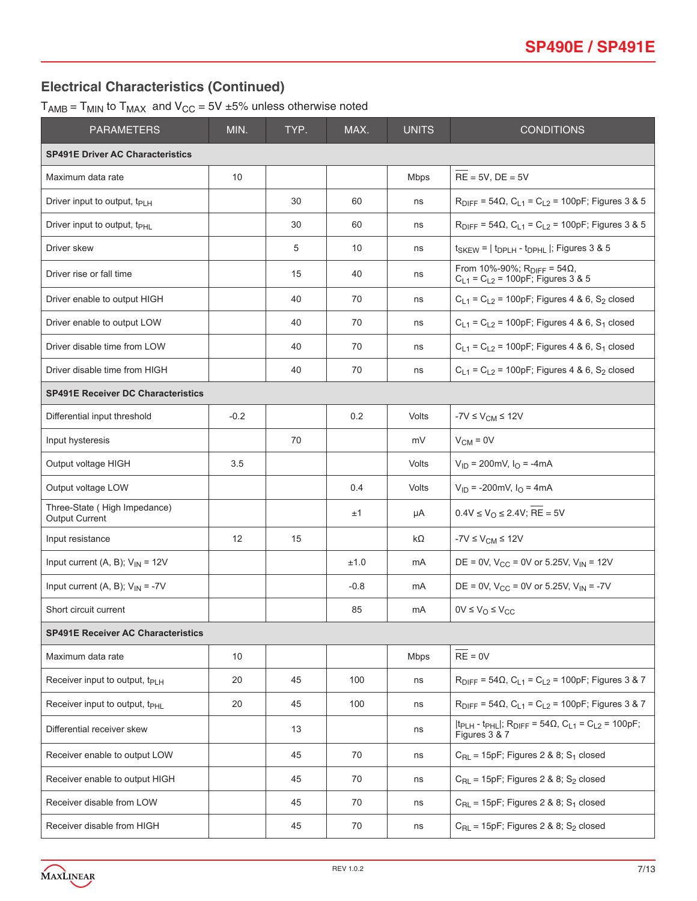## Electrical Characteristics (Continued)

$T_{AMB} = T_{MIN}$ to $T_{MAX}$ and $V_{CC}$ = 5V ±5% unless otherwise noted

| PARAMETERS | MIN. | TYP. | MAX. | UNITS | CONDITIONS |
|---|---|---|---|---|---|
| **SP491E Driver AC Characteristics** | | | | | |
| Maximum data rate | 10 | | | Mbps | $\overline{RE}$ = 5V, DE = 5V |
| Driver input to output, $t_{PLH}$ | | 30 | 60 | ns | $R_{DIFF}$ = 54Ω, $C_{L1} = C_{L2}$ = 100pF; Figures 3 & 5 |
| Driver input to output, $t_{PHL}$ | | 30 | 60 | ns | $R_{DIFF}$ = 54Ω, $C_{L1} = C_{L2}$ = 100pF; Figures 3 & 5 |
| Driver skew | | 5 | 10 | ns | $t_{SKEW}$ = \| $t_{DPLH}$ - $t_{DPHL}$ \|; Figures 3 & 5 |
| Driver rise or fall time | | 15 | 40 | ns | From 10%-90%; $R_{DIFF}$ = 54Ω, $C_{L1} = C_{L2}$ = 100pF; Figures 3 & 5 |
| Driver enable to output HIGH | | 40 | 70 | ns | $C_{L1} = C_{L2}$ = 100pF; Figures 4 & 6, $S_2$ closed |
| Driver enable to output LOW | | 40 | 70 | ns | $C_{L1} = C_{L2}$ = 100pF; Figures 4 & 6, $S_1$ closed |
| Driver disable time from LOW | | 40 | 70 | ns | $C_{L1} = C_{L2}$ = 100pF; Figures 4 & 6, $S_1$ closed |
| Driver disable time from HIGH | | 40 | 70 | ns | $C_{L1} = C_{L2}$ = 100pF; Figures 4 & 6, $S_2$ closed |
| **SP491E Receiver DC Characteristics** | | | | | |
| Differential input threshold | -0.2 | | 0.2 | Volts | -7V ≤ $V_{CM}$ ≤ 12V |
| Input hysteresis | | 70 | | mV | $V_{CM}$ = 0V |
| Output voltage HIGH | 3.5 | | | Volts | $V_{ID}$ = 200mV, $I_O$ = -4mA |
| Output voltage LOW | | | 0.4 | Volts | $V_{ID}$ = -200mV, $I_O$ = 4mA |
| Three-State ( High Impedance) Output Current | | | ±1 | µA | 0.4V ≤ $V_O$ ≤ 2.4V; $\overline{RE}$ = 5V |
| Input resistance | 12 | 15 | | kΩ | -7V ≤ $V_{CM}$ ≤ 12V |
| Input current (A, B); $V_{IN}$ = 12V | | | ±1.0 | mA | DE = 0V, $V_{CC}$ = 0V or 5.25V, $V_{IN}$ = 12V |
| Input current (A, B); $V_{IN}$ = -7V | | | -0.8 | mA | DE = 0V, $V_{CC}$ = 0V or 5.25V, $V_{IN}$ = -7V |
| Short circuit current | | | 85 | mA | 0V ≤ $V_O$ ≤ $V_{CC}$ |
| **SP491E Receiver AC Characteristics** | | | | | |
| Maximum data rate | 10 | | | Mbps | $\overline{RE}$ = 0V |
| Receiver input to output, $t_{PLH}$ | 20 | 45 | 100 | ns | $R_{DIFF}$ = 54Ω, $C_{L1} = C_{L2}$ = 100pF; Figures 3 & 7 |
| Receiver input to output, $t_{PHL}$ | 20 | 45 | 100 | ns | $R_{DIFF}$ = 54Ω, $C_{L1} = C_{L2}$ = 100pF; Figures 3 & 7 |
| Differential receiver skew | | 13 | | ns | \|$t_{PLH}$ - $t_{PHL}$\|; $R_{DIFF}$ = 54Ω, $C_{L1} = C_{L2}$ = 100pF; Figures 3 & 7 |
| Receiver enable to output LOW | | 45 | 70 | ns | $C_{RL}$ = 15pF; Figures 2 & 8; $S_1$ closed |
| Receiver enable to output HIGH | | 45 | 70 | ns | $C_{RL}$ = 15pF; Figures 2 & 8; $S_2$ closed |
| Receiver disable from LOW | | 45 | 70 | ns | $C_{RL}$ = 15pF; Figures 2 & 8; $S_1$ closed |
| Receiver disable from HIGH | | 45 | 70 | ns | $C_{RL}$ = 15pF; Figures 2 & 8; $S_2$ closed |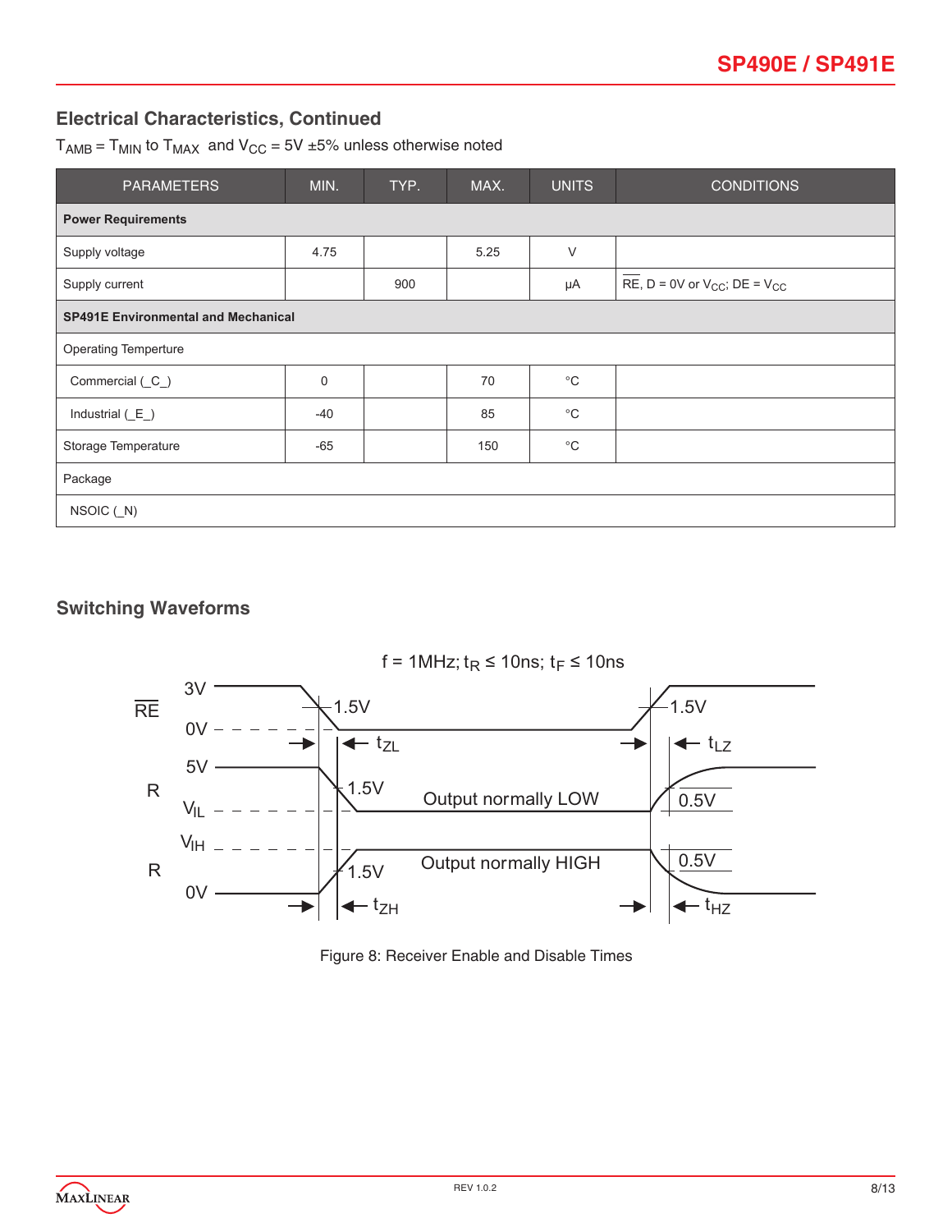## Electrical Characteristics, Continued

$T_{AMB} = T_{MIN}$ to $T_{MAX}$ and $V_{CC} = 5V \pm 5\%$ unless otherwise noted

| PARAMETERS | MIN. | TYP. | MAX. | UNITS | CONDITIONS |
|---|---|---|---|---|---|
| **Power Requirements** | | | | | |
| Supply voltage | 4.75 | | 5.25 | V | |
| Supply current | | 900 | | µA | $\overline{RE}$, D = 0V or $V_{CC}$; DE = $V_{CC}$ |
| **SP491E Environmental and Mechanical** | | | | | |
| Operating Temperture | | | | | |
| Commercial (_C_) | 0 | | 70 | °C | |
| Industrial (_E_) | -40 | | 85 | °C | |
| Storage Temperature | -65 | | 150 | °C | |
| Package | | | | | |
| NSOIC (_N) | | | | | |

## Switching Waveforms

f = 1MHz; $t_R \leq 10ns$; $t_F \leq 10ns$

Figure 8: Receiver Enable and Disable Times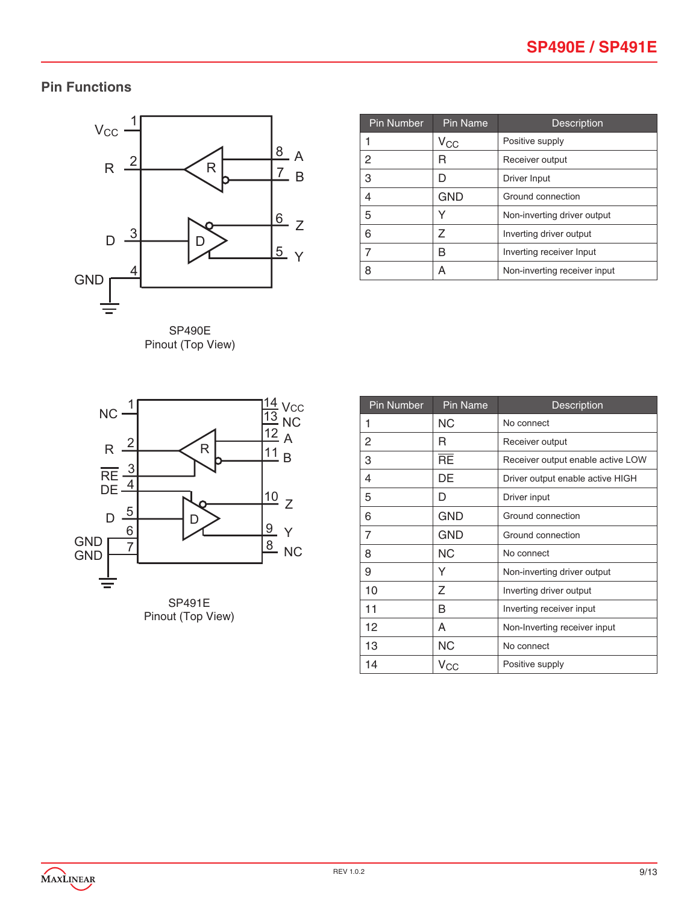## Pin Functions

SP490E
Pinout (Top View)

| Pin Number | Pin Name | Description |
|---|---|---|
| 1 | $V_{CC}$ | Positive supply |
| 2 | R | Receiver output |
| 3 | D | Driver Input |
| 4 | GND | Ground connection |
| 5 | Y | Non-inverting driver output |
| 6 | Z | Inverting driver output |
| 7 | B | Inverting receiver Input |
| 8 | A | Non-inverting receiver input |

SP491E
Pinout (Top View)

| Pin Number | Pin Name | Description |
|---|---|---|
| 1 | NC | No connect |
| 2 | R | Receiver output |
| 3 | $\overline{RE}$ | Receiver output enable active LOW |
| 4 | DE | Driver output enable active HIGH |
| 5 | D | Driver input |
| 6 | GND | Ground connection |
| 7 | GND | Ground connection |
| 8 | NC | No connect |
| 9 | Y | Non-inverting driver output |
| 10 | Z | Inverting driver output |
| 11 | B | Inverting receiver input |
| 12 | A | Non-Inverting receiver input |
| 13 | NC | No connect |
| 14 | $V_{CC}$ | Positive supply |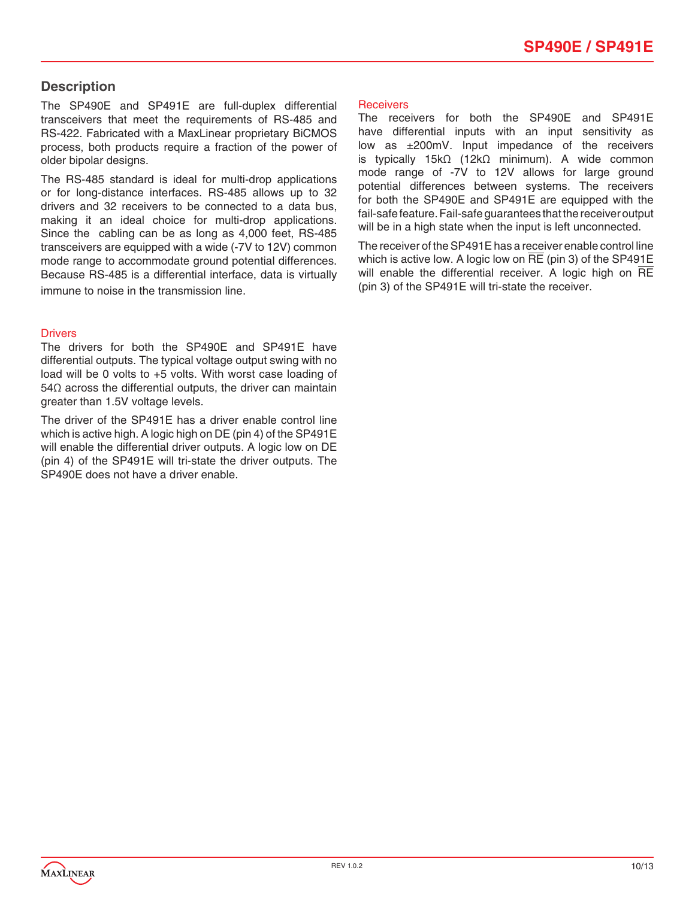## Description

The SP490E and SP491E are full-duplex differential transceivers that meet the requirements of RS-485 and RS-422. Fabricated with a MaxLinear proprietary BiCMOS process, both products require a fraction of the power of older bipolar designs.

The RS-485 standard is ideal for multi-drop applications or for long-distance interfaces. RS-485 allows up to 32 drivers and 32 receivers to be connected to a data bus, making it an ideal choice for multi-drop applications. Since the cabling can be as long as 4,000 feet, RS-485 transceivers are equipped with a wide (-7V to 12V) common mode range to accommodate ground potential differences. Because RS-485 is a differential interface, data is virtually immune to noise in the transmission line.

### Drivers

The drivers for both the SP490E and SP491E have differential outputs. The typical voltage output swing with no load will be 0 volts to +5 volts. With worst case loading of 54Ω across the differential outputs, the driver can maintain greater than 1.5V voltage levels.

The driver of the SP491E has a driver enable control line which is active high. A logic high on DE (pin 4) of the SP491E will enable the differential driver outputs. A logic low on DE (pin 4) of the SP491E will tri-state the driver outputs. The SP490E does not have a driver enable.

### Receivers

The receivers for both the SP490E and SP491E have differential inputs with an input sensitivity as low as ±200mV. Input impedance of the receivers is typically 15kΩ (12kΩ minimum). A wide common mode range of -7V to 12V allows for large ground potential differences between systems. The receivers for both the SP490E and SP491E are equipped with the fail-safe feature. Fail-safe guarantees that the receiver output will be in a high state when the input is left unconnected.

The receiver of the SP491E has a receiver enable control line which is active low. A logic low on $\overline{RE}$ (pin 3) of the SP491E will enable the differential receiver. A logic high on $\overline{RE}$ (pin 3) of the SP491E will tri-state the receiver.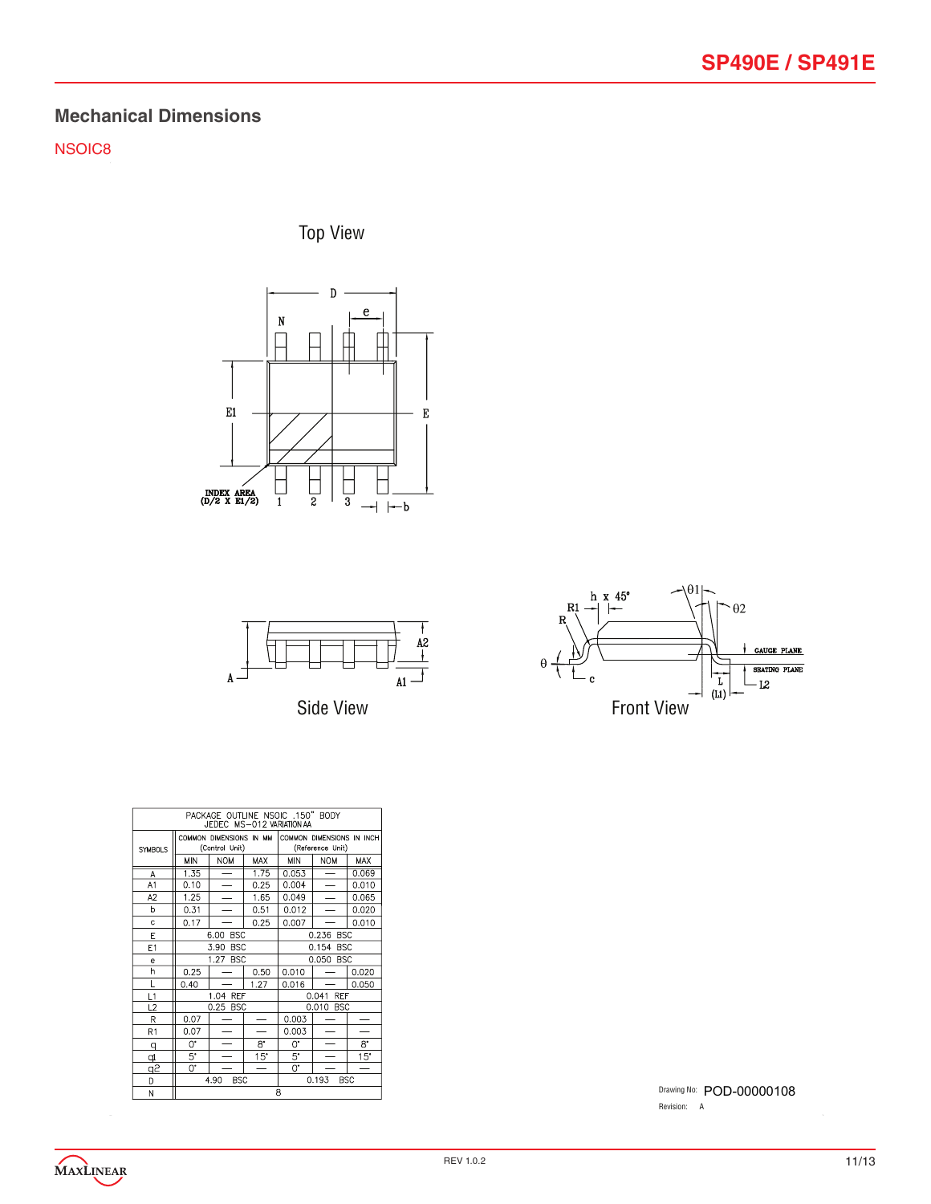## Mechanical Dimensions

NSOIC8

Top View

Side View

Front View

| PACKAGE OUTLINE NSOIC .150" BODY JEDEC MS-012 VARIATION AA | | | | | | |
|---|---|---|---|---|---|---|
| SYMBOLS | COMMON DIMENSIONS IN MM (Control Unit) | | | COMMON DIMENSIONS IN INCH (Reference Unit) | | |
| | MIN | NOM | MAX | MIN | NOM | MAX |
| A | 1.35 | — | 1.75 | 0.053 | — | 0.069 |
| A1 | 0.10 | — | 0.25 | 0.004 | — | 0.010 |
| A2 | 1.25 | — | 1.65 | 0.049 | — | 0.065 |
| b | 0.31 | — | 0.51 | 0.012 | — | 0.020 |
| c | 0.17 | — | 0.25 | 0.007 | — | 0.010 |
| E | 6.00 BSC | | | 0.236 BSC | | |
| E1 | 3.90 BSC | | | 0.154 BSC | | |
| e | 1.27 BSC | | | 0.050 BSC | | |
| h | 0.25 | — | 0.50 | 0.010 | — | 0.020 |
| L | 0.40 | — | 1.27 | 0.016 | — | 0.050 |
| L1 | 1.04 REF | | | 0.041 REF | | |
| L2 | 0.25 BSC | | | 0.010 BSC | | |
| R | 0.07 | — | — | 0.003 | — | — |
| R1 | 0.07 | — | — | 0.003 | — | — |
| q | 0° | — | 8° | 0° | — | 8° |
| q1 | 5° | — | 15° | 5° | — | 15° |
| q2 | 0° | — | — | 0° | — | — |
| D | 4.90 BSC | | | 0.193 BSC | | |
| N | 8 | | | | | |

Drawing No: POD-00000108

Revision: A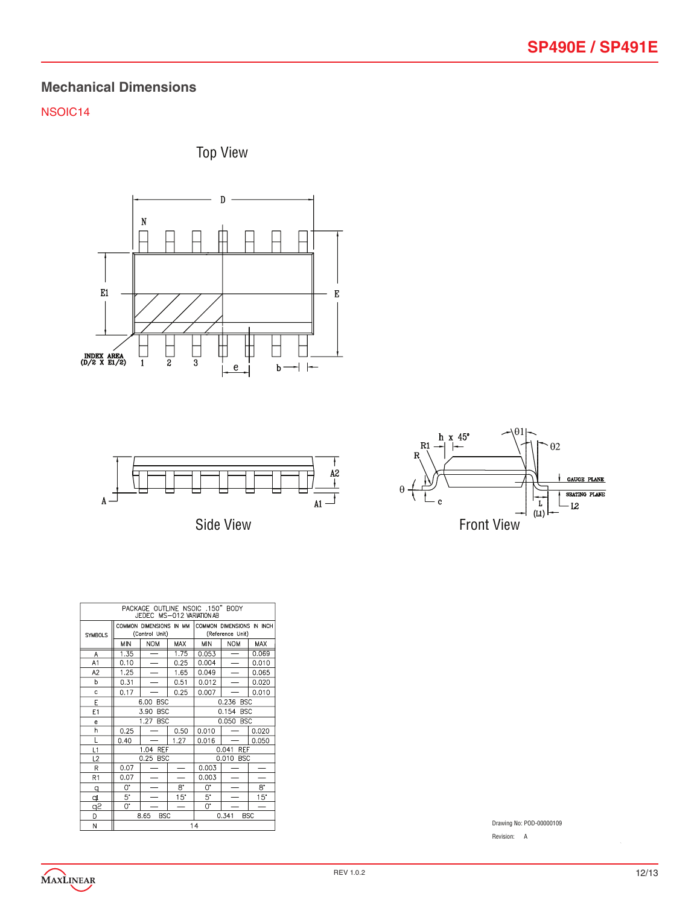## Mechanical Dimensions

NSOIC14

Top View

Side View

Front View

| PACKAGE OUTLINE NSOIC .150" BODY JEDEC MS–012 VARIATION AB | | | | | | |
|---|---|---|---|---|---|---|
| SYMBOLS | COMMON DIMENSIONS IN MM (Control Unit) | | | COMMON DIMENSIONS IN INCH (Reference Unit) | | |
| | MIN | NOM | MAX | MIN | NOM | MAX |
| A | 1.35 | — | 1.75 | 0.053 | — | 0.069 |
| A1 | 0.10 | — | 0.25 | 0.004 | — | 0.010 |
| A2 | 1.25 | — | 1.65 | 0.049 | — | 0.065 |
| b | 0.31 | — | 0.51 | 0.012 | — | 0.020 |
| c | 0.17 | — | 0.25 | 0.007 | — | 0.010 |
| E | 6.00 BSC | | | 0.236 BSC | | |
| E1 | 3.90 BSC | | | 0.154 BSC | | |
| e | 1.27 BSC | | | 0.050 BSC | | |
| h | 0.25 | — | 0.50 | 0.010 | — | 0.020 |
| L | 0.40 | — | 1.27 | 0.016 | — | 0.050 |
| L1 | 1.04 REF | | | 0.041 REF | | |
| L2 | 0.25 BSC | | | 0.010 BSC | | |
| R | 0.07 | — | — | 0.003 | — | — |
| R1 | 0.07 | — | — | 0.003 | — | — |
| θ | 0° | — | 8° | 0° | — | 8° |
| θ1 | 5° | — | 15° | 5° | — | 15° |
| θ2 | 0° | — | — | 0° | — | — |
| D | 8.65 BSC | | | 0.341 BSC | | |
| N | 14 | | | | | |

Drawing No: POD-00000109

Revision: A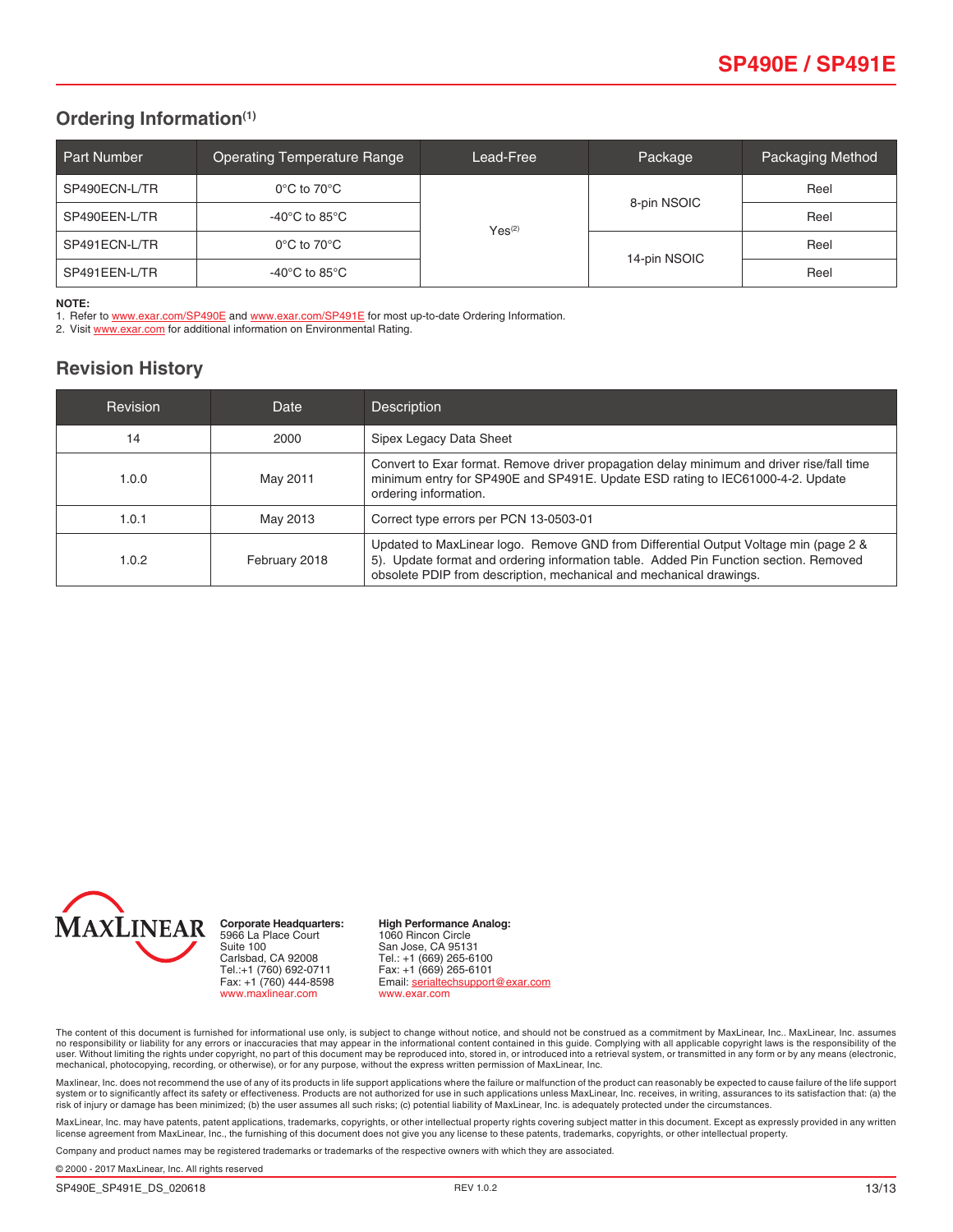## Ordering Information[1]

| Part Number | Operating Temperature Range | Lead-Free | Package | Packaging Method |
|---|---|---|---|---|
| SP490ECN-L/TR | 0°C to 70°C | Yes[2] | 8-pin NSOIC | Reel |
| SP490EEN-L/TR | -40°C to 85°C | | | Reel |
| SP491ECN-L/TR | 0°C to 70°C | | 14-pin NSOIC | Reel |
| SP491EEN-L/TR | -40°C to 85°C | | | Reel |

**NOTE:**
1. Refer to www.exar.com/SP490E and www.exar.com/SP491E for most up-to-date Ordering Information.
2. Visit www.exar.com for additional information on Environmental Rating.

## Revision History

| Revision | Date | Description |
|---|---|---|
| 14 | 2000 | Sipex Legacy Data Sheet |
| 1.0.0 | May 2011 | Convert to Exar format. Remove driver propagation delay minimum and driver rise/fall time minimum entry for SP490E and SP491E. Update ESD rating to IEC61000-4-2. Update ordering information. |
| 1.0.1 | May 2013 | Correct type errors per PCN 13-0503-01 |
| 1.0.2 | February 2018 | Updated to MaxLinear logo. Remove GND from Differential Output Voltage min (page 2 & 5). Update format and ordering information table. Added Pin Function section. Removed obsolete PDIP from description, mechanical and mechanical drawings. |

MAXLINEAR

**Corporate Headquarters:**
5966 La Place Court
Suite 100
Carlsbad, CA 92008
Tel.:+1 (760) 692-0711
Fax: +1 (760) 444-8598
www.maxlinear.com

**High Performance Analog:**
1060 Rincon Circle
San Jose, CA 95131
Tel.: +1 (669) 265-6100
Fax: +1 (669) 265-6101
Email: serialtechsupport@exar.com
www.exar.com

The content of this document is furnished for informational use only, is subject to change without notice, and should not be construed as a commitment by MaxLinear, Inc.. MaxLinear, Inc. assumes no responsibility or liability for any errors or inaccuracies that may appear in the informational content contained in this guide. Complying with all applicable copyright laws is the responsibility of the user. Without limiting the rights under copyright, no part of this document may be reproduced into, stored in, or introduced into a retrieval system, or transmitted in any form or by any means (electronic, mechanical, photocopying, recording, or otherwise), or for any purpose, without the express written permission of MaxLinear, Inc.

Maxlinear, Inc. does not recommend the use of any of its products in life support applications where the failure or malfunction of the product can reasonably be expected to cause failure of the life support system or to significantly affect its safety or effectiveness. Products are not authorized for use in such applications unless MaxLinear, Inc. receives, in writing, assurances to its satisfaction that: (a) the risk of injury or damage has been minimized; (b) the user assumes all such risks; (c) potential liability of MaxLinear, Inc. is adequately protected under the circumstances.

MaxLinear, Inc. may have patents, patent applications, trademarks, copyrights, or other intellectual property rights covering subject matter in this document. Except as expressly provided in any written license agreement from MaxLinear, Inc., the furnishing of this document does not give you any license to these patents, trademarks, copyrights, or other intellectual property.

Company and product names may be registered trademarks or trademarks of the respective owners with which they are associated.

© 2000 - 2017 MaxLinear, Inc. All rights reserved

SP490E_SP491E_DS_020618 REV 1.0.2